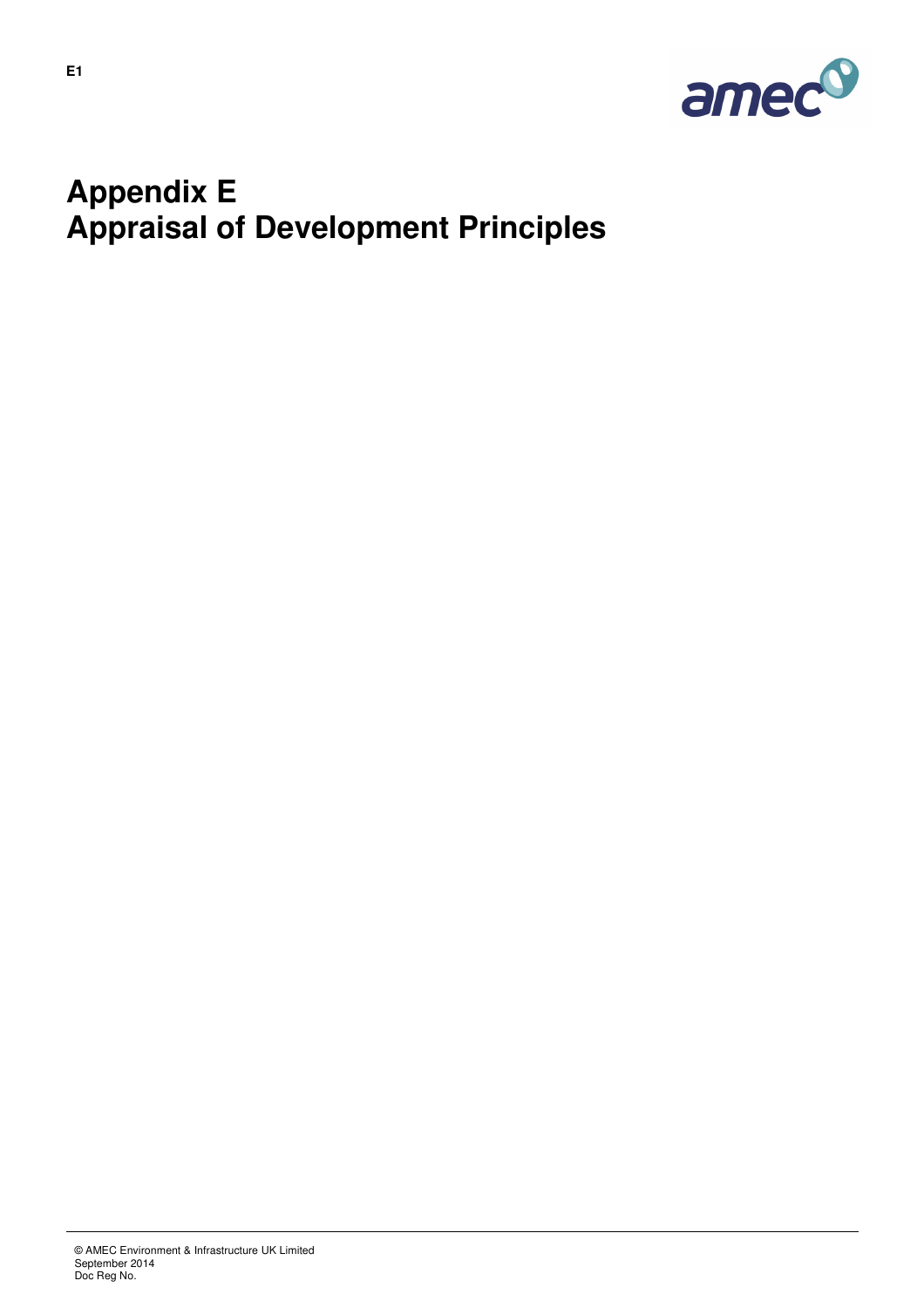# Appendix E
# Appraisal of Development Principles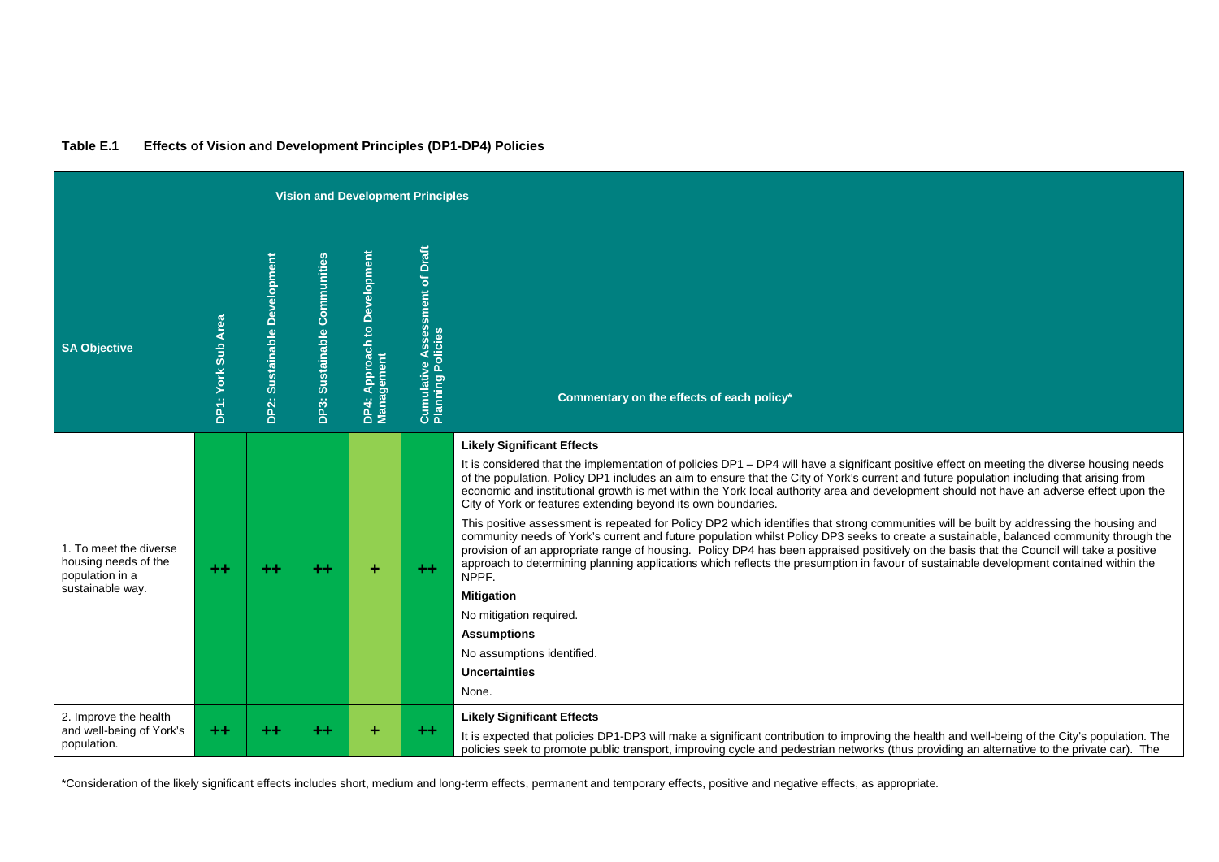**Table E.1 Effects of Vision and Development Principles (DP1-DP4) Policies**

| | Vision and Development Principles | | | | | |
|---|---|---|---|---|---|---|
| **SA Objective** | **DP1: York Sub Area** | **DP2: Sustainable Development** | **DP3: Sustainable Communities** | **DP4: Approach to Development Management** | **Cumulative Assessment of Draft Planning Policies** | **Commentary on the effects of each policy*** |
| 1. To meet the diverse housing needs of the population in a sustainable way. | ++ | ++ | ++ | + | ++ | **Likely Significant Effects**<br><br>It is considered that the implementation of policies DP1 – DP4 will have a significant positive effect on meeting the diverse housing needs of the population. Policy DP1 includes an aim to ensure that the City of York's current and future population including that arising from economic and institutional growth is met within the York local authority area and development should not have an adverse effect upon the City of York or features extending beyond its own boundaries.<br><br>This positive assessment is repeated for Policy DP2 which identifies that strong communities will be built by addressing the housing and community needs of York's current and future population whilst Policy DP3 seeks to create a sustainable, balanced community through the provision of an appropriate range of housing. Policy DP4 has been appraised positively on the basis that the Council will take a positive approach to determining planning applications which reflects the presumption in favour of sustainable development contained within the NPPF.<br><br>**Mitigation**<br><br>No mitigation required.<br><br>**Assumptions**<br><br>No assumptions identified.<br><br>**Uncertainties**<br><br>None. |
| 2. Improve the health and well-being of York's population. | ++ | ++ | ++ | + | ++ | **Likely Significant Effects**<br><br>It is expected that policies DP1-DP3 will make a significant contribution to improving the health and well-being of the City's population. The policies seek to promote public transport, improving cycle and pedestrian networks (thus providing an alternative to the private car). The |

*Consideration of the likely significant effects includes short, medium and long-term effects, permanent and temporary effects, positive and negative effects, as appropriate.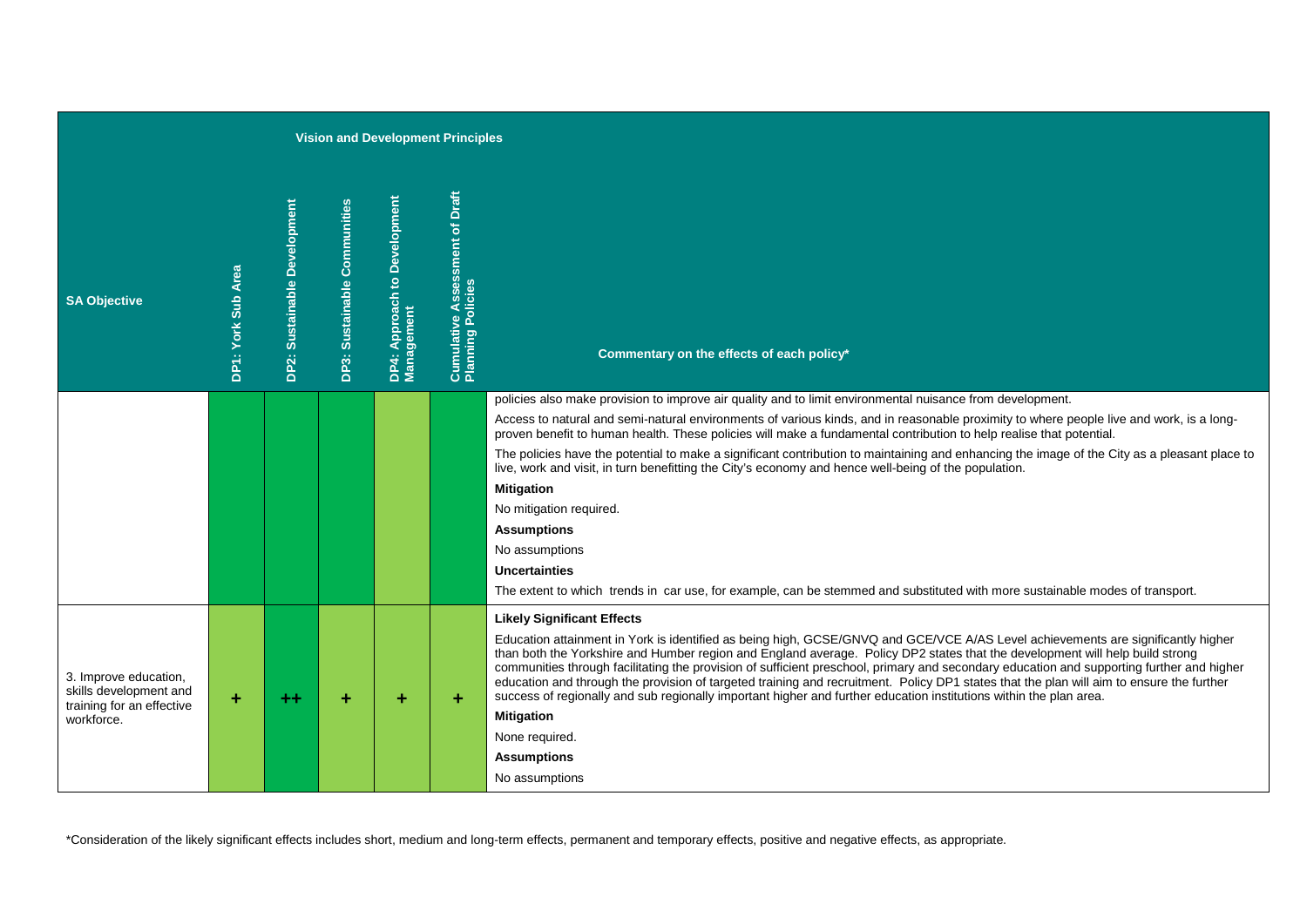| SA Objective | DP1: York Sub Area | DP2: Sustainable Development | DP3: Sustainable Communities | DP4: Approach to Development Management | Cumulative Assessment of Draft Planning Policies | Commentary on the effects of each policy* |
|---|---|---|---|---|---|---|
| **Vision and Development Principles** | | | | | | |
| | | | | | | policies also make provision to improve air quality and to limit environmental nuisance from development. Access to natural and semi-natural environments of various kinds, and in reasonable proximity to where people live and work, is a long-proven benefit to human health. These policies will make a fundamental contribution to help realise that potential. The policies have the potential to make a significant contribution to maintaining and enhancing the image of the City as a pleasant place to live, work and visit, in turn benefitting the City's economy and hence well-being of the population. **Mitigation** No mitigation required. **Assumptions** No assumptions **Uncertainties** The extent to which trends in car use, for example, can be stemmed and substituted with more sustainable modes of transport. |
| 3. Improve education, skills development and training for an effective workforce. | + | ++ | + | + | + | **Likely Significant Effects** Education attainment in York is identified as being high, GCSE/GNVQ and GCE/VCE A/AS Level achievements are significantly higher than both the Yorkshire and Humber region and England average. Policy DP2 states that the development will help build strong communities through facilitating the provision of sufficient preschool, primary and secondary education and supporting further and higher education and through the provision of targeted training and recruitment. Policy DP1 states that the plan will aim to ensure the further success of regionally and sub regionally important higher and further education institutions within the plan area. **Mitigation** None required. **Assumptions** No assumptions |

*Consideration of the likely significant effects includes short, medium and long-term effects, permanent and temporary effects, positive and negative effects, as appropriate.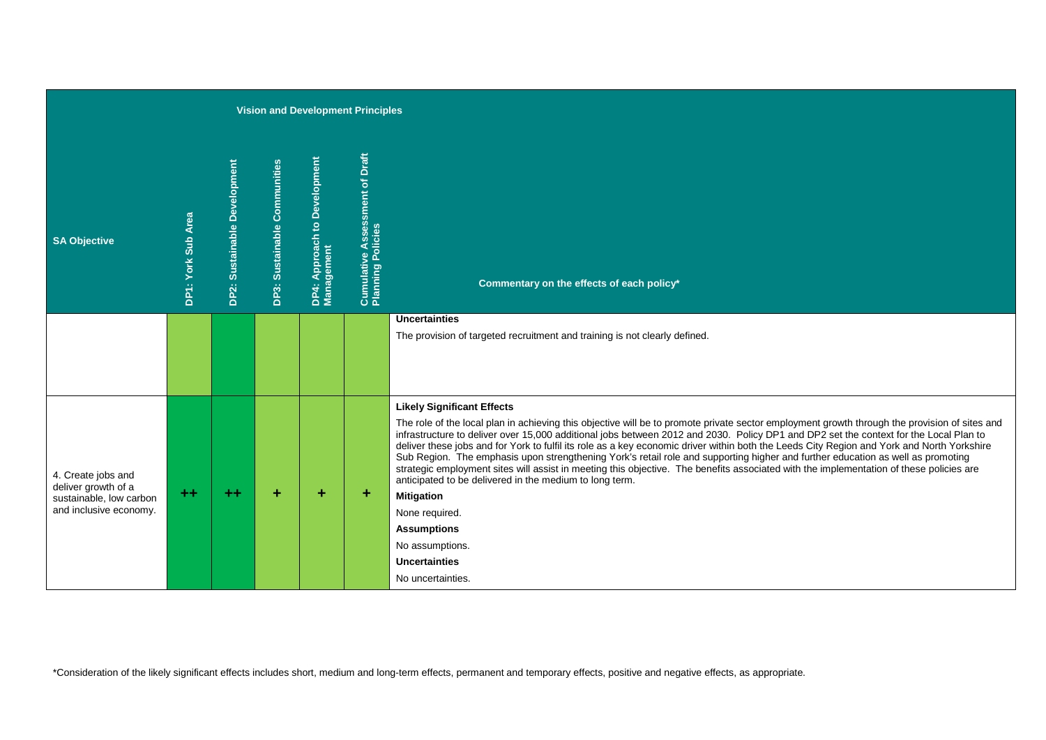| Vision and Development Principles | | | | | | |
|---|---|---|---|---|---|---|
| SA Objective | DP1: York Sub Area | DP2: Sustainable Development | DP3: Sustainable Communities | DP4: Approach to Development Management | Cumulative Assessment of Draft Planning Policies | Commentary on the effects of each policy* |
| | | | | | | **Uncertainties**<br>The provision of targeted recruitment and training is not clearly defined. |
| 4. Create jobs and deliver growth of a sustainable, low carbon and inclusive economy. | ++ | ++ | + | + | + | **Likely Significant Effects**<br>The role of the local plan in achieving this objective will be to promote private sector employment growth through the provision of sites and infrastructure to deliver over 15,000 additional jobs between 2012 and 2030. Policy DP1 and DP2 set the context for the Local Plan to deliver these jobs and for York to fulfil its role as a key economic driver within both the Leeds City Region and York and North Yorkshire Sub Region. The emphasis upon strengthening York's retail role and supporting higher and further education as well as promoting strategic employment sites will assist in meeting this objective. The benefits associated with the implementation of these policies are anticipated to be delivered in the medium to long term.<br>**Mitigation**<br>None required.<br>**Assumptions**<br>No assumptions.<br>**Uncertainties**<br>No uncertainties. |

*Consideration of the likely significant effects includes short, medium and long-term effects, permanent and temporary effects, positive and negative effects, as appropriate.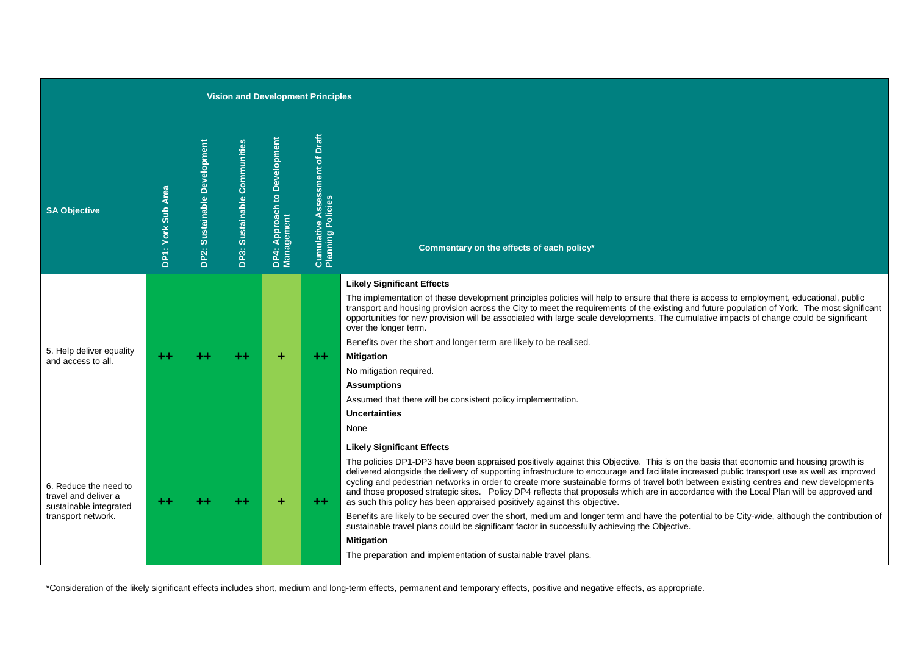| Vision and Development Principles | | | | | | |
|---|---|---|---|---|---|---|
| **SA Objective** | **DP1: York Sub Area** | **DP2: Sustainable Development** | **DP3: Sustainable Communities** | **DP4: Approach to Development Management** | **Cumulative Assessment of Draft Planning Policies** | **Commentary on the effects of each policy*** |
| 5. Help deliver equality and access to all. | ++ | ++ | ++ | + | ++ | **Likely Significant Effects**<br>The implementation of these development principles policies will help to ensure that there is access to employment, educational, public transport and housing provision across the City to meet the requirements of the existing and future population of York. The most significant opportunities for new provision will be associated with large scale developments. The cumulative impacts of change could be significant over the longer term.<br>Benefits over the short and longer term are likely to be realised.<br>**Mitigation**<br>No mitigation required.<br>**Assumptions**<br>Assumed that there will be consistent policy implementation.<br>**Uncertainties**<br>None |
| 6. Reduce the need to travel and deliver a sustainable integrated transport network. | ++ | ++ | ++ | + | ++ | **Likely Significant Effects**<br>The policies DP1-DP3 have been appraised positively against this Objective. This is on the basis that economic and housing growth is delivered alongside the delivery of supporting infrastructure to encourage and facilitate increased public transport use as well as improved cycling and pedestrian networks in order to create more sustainable forms of travel both between existing centres and new developments and those proposed strategic sites. Policy DP4 reflects that proposals which are in accordance with the Local Plan will be approved and as such this policy has been appraised positively against this objective.<br>Benefits are likely to be secured over the short, medium and longer term and have the potential to be City-wide, although the contribution of sustainable travel plans could be significant factor in successfully achieving the Objective.<br>**Mitigation**<br>The preparation and implementation of sustainable travel plans. |

*Consideration of the likely significant effects includes short, medium and long-term effects, permanent and temporary effects, positive and negative effects, as appropriate.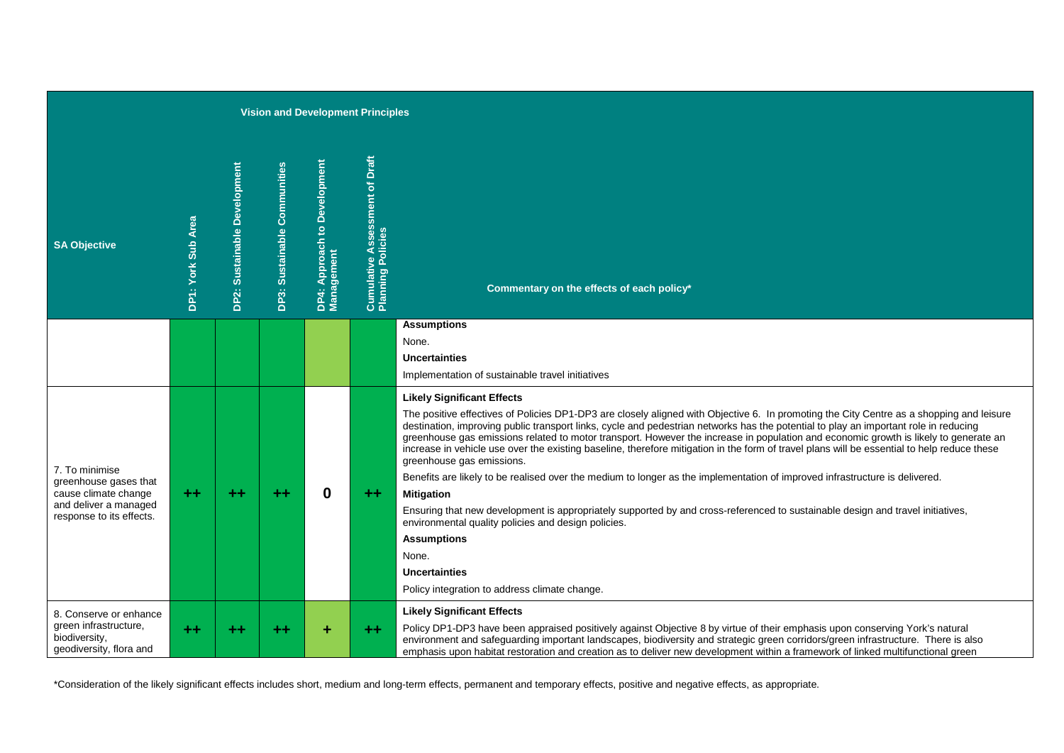| Vision and Development Principles | | | | | | |
|---|---|---|---|---|---|---|
| **SA Objective** | **DP1: York Sub Area** | **DP2: Sustainable Development** | **DP3: Sustainable Communities** | **DP4: Approach to Development Management** | **Cumulative Assessment of Draft Planning Policies** | **Commentary on the effects of each policy*** |
| | | | | | | **Assumptions**<br>None.<br>**Uncertainties**<br>Implementation of sustainable travel initiatives |
| 7. To minimise greenhouse gases that cause climate change and deliver a managed response to its effects. | ++ | ++ | ++ | 0 | ++ | **Likely Significant Effects**<br>The positive effectives of Policies DP1-DP3 are closely aligned with Objective 6. In promoting the City Centre as a shopping and leisure destination, improving public transport links, cycle and pedestrian networks has the potential to play an important role in reducing greenhouse gas emissions related to motor transport. However the increase in population and economic growth is likely to generate an increase in vehicle use over the existing baseline, therefore mitigation in the form of travel plans will be essential to help reduce these greenhouse gas emissions.<br>Benefits are likely to be realised over the medium to longer as the implementation of improved infrastructure is delivered.<br>**Mitigation**<br>Ensuring that new development is appropriately supported by and cross-referenced to sustainable design and travel initiatives, environmental quality policies and design policies.<br>**Assumptions**<br>None.<br>**Uncertainties**<br>Policy integration to address climate change. |
| 8. Conserve or enhance green infrastructure, biodiversity, geodiversity, flora and | ++ | ++ | ++ | + | ++ | **Likely Significant Effects**<br>Policy DP1-DP3 have been appraised positively against Objective 8 by virtue of their emphasis upon conserving York's natural environment and safeguarding important landscapes, biodiversity and strategic green corridors/green infrastructure. There is also emphasis upon habitat restoration and creation as to deliver new development within a framework of linked multifunctional green |

*Consideration of the likely significant effects includes short, medium and long-term effects, permanent and temporary effects, positive and negative effects, as appropriate.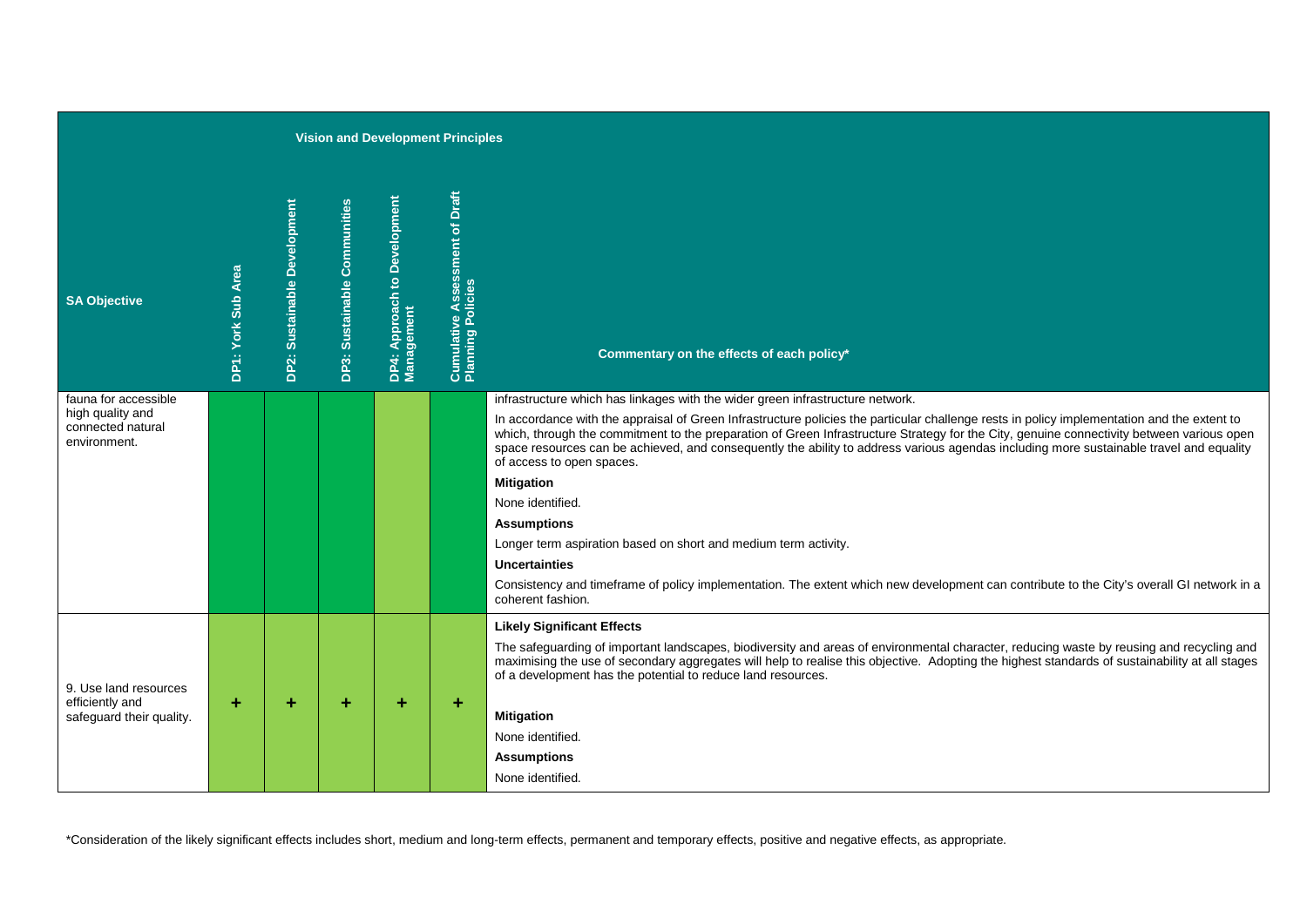| Vision and Development Principles | | | | | | |
|---|---|---|---|---|---|---|
| **SA Objective** | **DP1: York Sub Area** | **DP2: Sustainable Development** | **DP3: Sustainable Communities** | **DP4: Approach to Development Management** | **Cumulative Assessment of Draft Planning Policies** | **Commentary on the effects of each policy*** |
| fauna for accessible high quality and connected natural environment. | | | | | | infrastructure which has linkages with the wider green infrastructure network.<br><br>In accordance with the appraisal of Green Infrastructure policies the particular challenge rests in policy implementation and the extent to which, through the commitment to the preparation of Green Infrastructure Strategy for the City, genuine connectivity between various open space resources can be achieved, and consequently the ability to address various agendas including more sustainable travel and equality of access to open spaces.<br><br>**Mitigation**<br><br>None identified.<br><br>**Assumptions**<br><br>Longer term aspiration based on short and medium term activity.<br><br>**Uncertainties**<br><br>Consistency and timeframe of policy implementation. The extent which new development can contribute to the City's overall GI network in a coherent fashion. |
| 9. Use land resources efficiently and safeguard their quality. | + | + | + | + | + | **Likely Significant Effects**<br><br>The safeguarding of important landscapes, biodiversity and areas of environmental character, reducing waste by reusing and recycling and maximising the use of secondary aggregates will help to realise this objective. Adopting the highest standards of sustainability at all stages of a development has the potential to reduce land resources.<br><br>**Mitigation**<br><br>None identified.<br><br>**Assumptions**<br><br>None identified. |

*Consideration of the likely significant effects includes short, medium and long-term effects, permanent and temporary effects, positive and negative effects, as appropriate.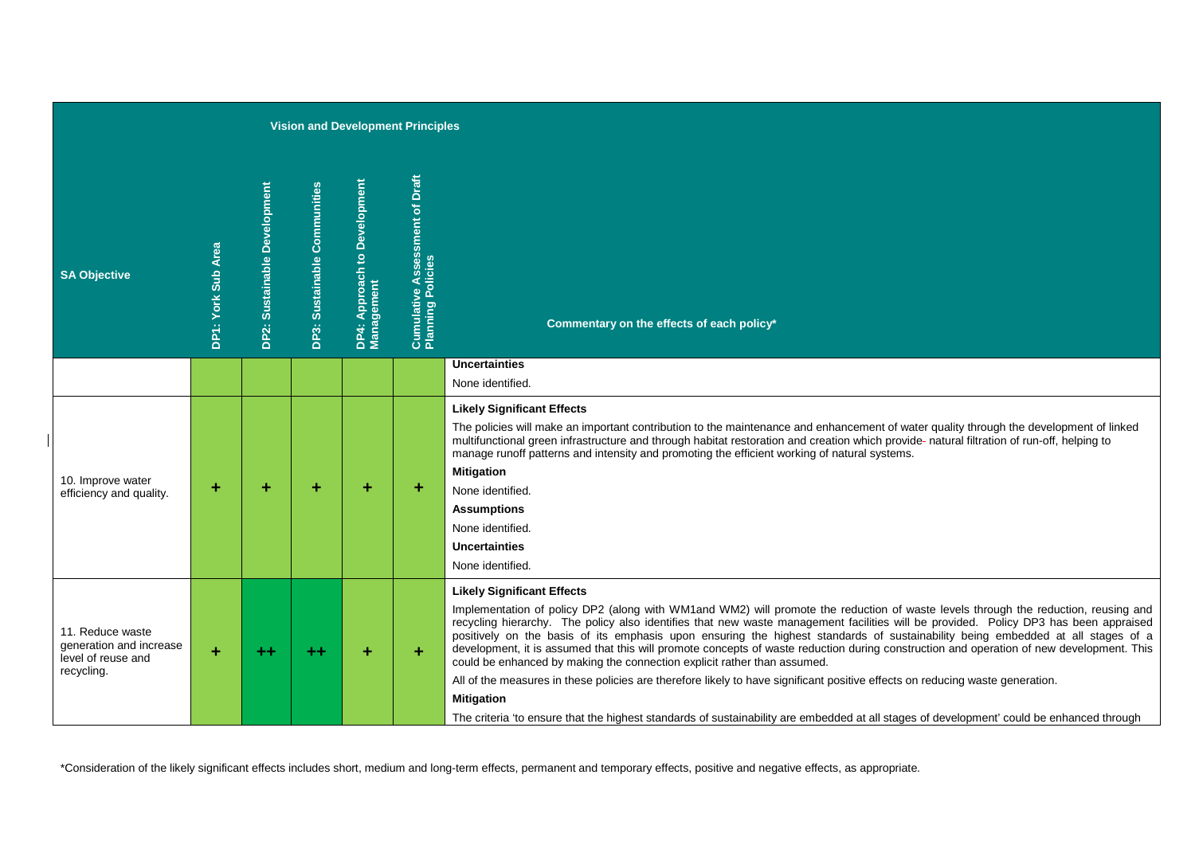| Vision and Development Principles | | | | | | |
|---|---|---|---|---|---|---|
| **SA Objective** | **DP1: York Sub Area** | **DP2: Sustainable Development** | **DP3: Sustainable Communities** | **DP4: Approach to Development Management** | **Cumulative Assessment of Draft Planning Policies** | **Commentary on the effects of each policy*** |
| | | | | | | **Uncertainties**<br>None identified. |
| 10. Improve water efficiency and quality. | + | + | + | + | + | **Likely Significant Effects**<br>The policies will make an important contribution to the maintenance and enhancement of water quality through the development of linked multifunctional green infrastructure and through habitat restoration and creation which provide natural filtration of run-off, helping to manage runoff patterns and intensity and promoting the efficient working of natural systems.<br>**Mitigation**<br>None identified.<br>**Assumptions**<br>None identified.<br>**Uncertainties**<br>None identified. |
| 11. Reduce waste generation and increase level of reuse and recycling. | + | ++ | ++ | + | + | **Likely Significant Effects**<br>Implementation of policy DP2 (along with WM1and WM2) will promote the reduction of waste levels through the reduction, reusing and recycling hierarchy. The policy also identifies that new waste management facilities will be provided. Policy DP3 has been appraised positively on the basis of its emphasis upon ensuring the highest standards of sustainability being embedded at all stages of a development, it is assumed that this will promote concepts of waste reduction during construction and operation of new development. This could be enhanced by making the connection explicit rather than assumed.<br>All of the measures in these policies are therefore likely to have significant positive effects on reducing waste generation.<br>**Mitigation**<br>The criteria 'to ensure that the highest standards of sustainability are embedded at all stages of development' could be enhanced through |

*Consideration of the likely significant effects includes short, medium and long-term effects, permanent and temporary effects, positive and negative effects, as appropriate.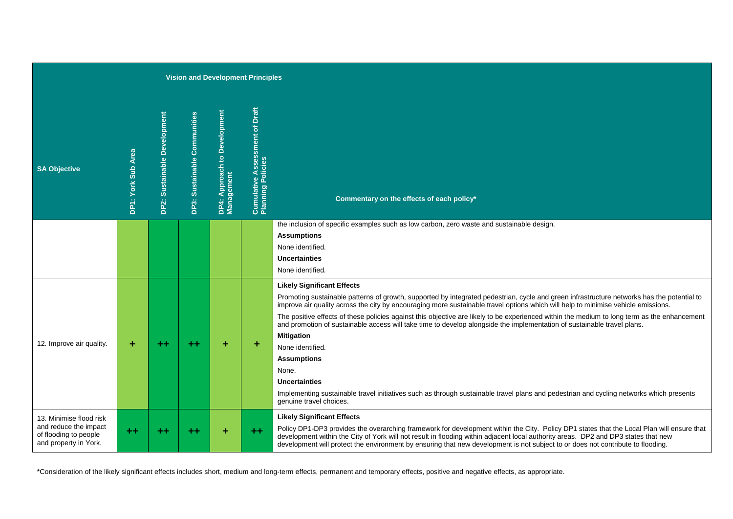| Vision and Development Principles | | | | | | |
|---|---|---|---|---|---|---|
| SA Objective | DP1: York Sub Area | DP2: Sustainable Development | DP3: Sustainable Communities | DP4: Approach to Development Management | Cumulative Assessment of Draft Planning Policies | Commentary on the effects of each policy* |
| | | | | | | the inclusion of specific examples such as low carbon, zero waste and sustainable design.<br>**Assumptions**<br>None identified.<br>**Uncertainties**<br>None identified. |
| 12. Improve air quality. | + | ++ | ++ | + | + | **Likely Significant Effects**<br>Promoting sustainable patterns of growth, supported by integrated pedestrian, cycle and green infrastructure networks has the potential to improve air quality across the city by encouraging more sustainable travel options which will help to minimise vehicle emissions.<br>The positive effects of these policies against this objective are likely to be experienced within the medium to long term as the enhancement and promotion of sustainable access will take time to develop alongside the implementation of sustainable travel plans.<br>**Mitigation**<br>None identified.<br>**Assumptions**<br>None.<br>**Uncertainties**<br>Implementing sustainable travel initiatives such as through sustainable travel plans and pedestrian and cycling networks which presents genuine travel choices. |
| 13. Minimise flood risk and reduce the impact of flooding to people and property in York. | ++ | ++ | ++ | + | ++ | **Likely Significant Effects**<br>Policy DP1-DP3 provides the overarching framework for development within the City. Policy DP1 states that the Local Plan will ensure that development within the City of York will not result in flooding within adjacent local authority areas. DP2 and DP3 states that new development will protect the environment by ensuring that new development is not subject to or does not contribute to flooding. |

*Consideration of the likely significant effects includes short, medium and long-term effects, permanent and temporary effects, positive and negative effects, as appropriate.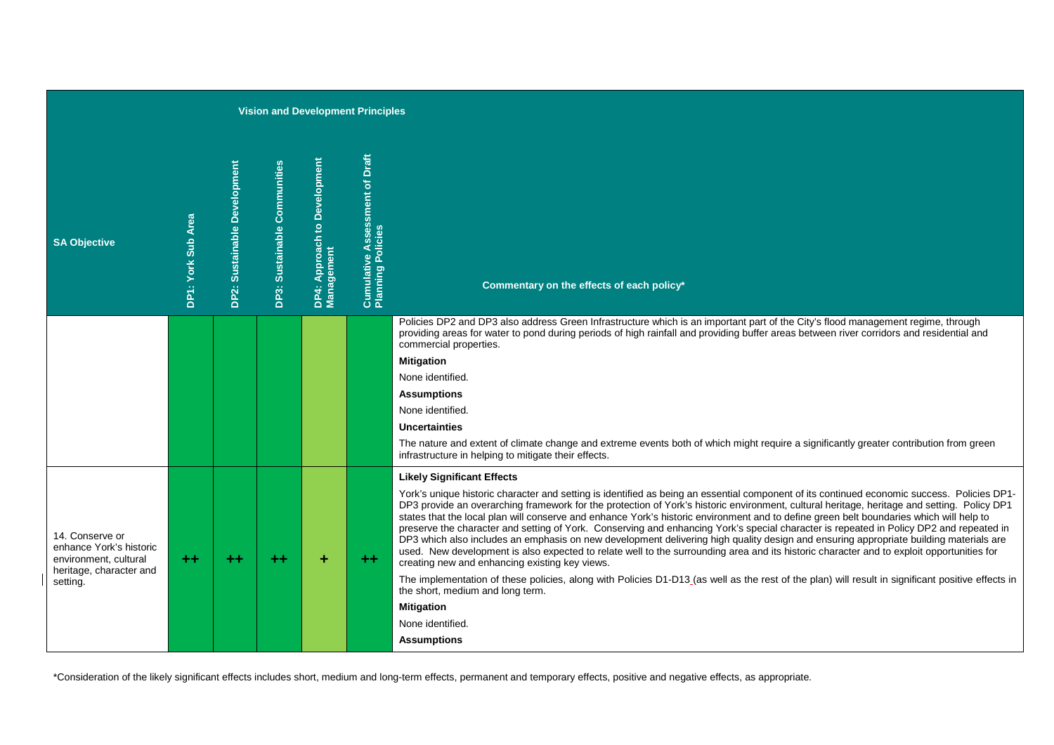| Vision and Development Principles | | | | | | |
|---|---|---|---|---|---|---|
| **SA Objective** | **DP1: York Sub Area** | **DP2: Sustainable Development** | **DP3: Sustainable Communities** | **DP4: Approach to Development Management** | **Cumulative Assessment of Draft Planning Policies** | **Commentary on the effects of each policy*** |
| | | | | | | Policies DP2 and DP3 also address Green Infrastructure which is an important part of the City's flood management regime, through providing areas for water to pond during periods of high rainfall and providing buffer areas between river corridors and residential and commercial properties.<br>**Mitigation**<br>None identified.<br>**Assumptions**<br>None identified.<br>**Uncertainties**<br>The nature and extent of climate change and extreme events both of which might require a significantly greater contribution from green infrastructure in helping to mitigate their effects. |
| 14. Conserve or enhance York's historic environment, cultural heritage, character and setting. | ++ | ++ | ++ | + | ++ | **Likely Significant Effects**<br>York's unique historic character and setting is identified as being an essential component of its continued economic success. Policies DP1-DP3 provide an overarching framework for the protection of York's historic environment, cultural heritage, heritage and setting. Policy DP1 states that the local plan will conserve and enhance York's historic environment and to define green belt boundaries which will help to preserve the character and setting of York. Conserving and enhancing York's special character is repeated in Policy DP2 and repeated in DP3 which also includes an emphasis on new development delivering high quality design and ensuring appropriate building materials are used. New development is also expected to relate well to the surrounding area and its historic character and to exploit opportunities for creating new and enhancing existing key views.<br>The implementation of these policies, along with Policies D1-D13 (as well as the rest of the plan) will result in significant positive effects in the short, medium and long term.<br>**Mitigation**<br>None identified.<br>**Assumptions** |

*Consideration of the likely significant effects includes short, medium and long-term effects, permanent and temporary effects, positive and negative effects, as appropriate.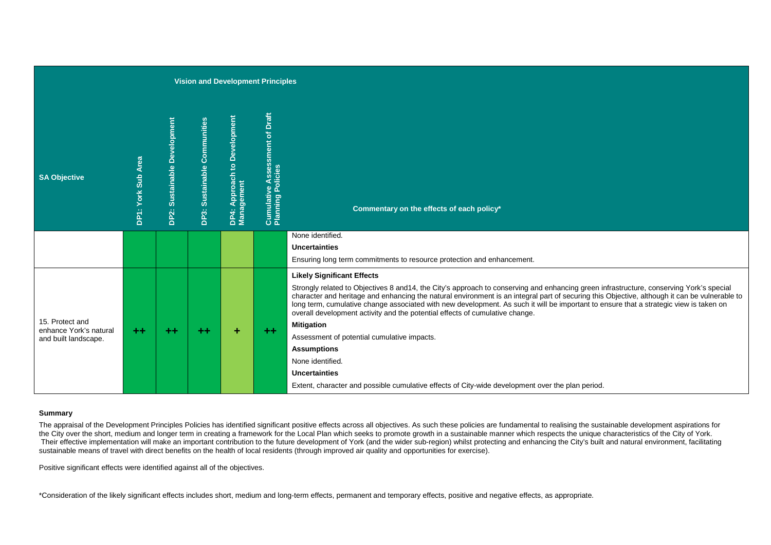| Vision and Development Principles | | | | | | |
|---|---|---|---|---|---|---|
| **SA Objective** | **DP1: York Sub Area** | **DP2: Sustainable Development** | **DP3: Sustainable Communities** | **DP4: Approach to Development Management** | **Cumulative Assessment of Draft Planning Policies** | **Commentary on the effects of each policy*** |
| | | | | | | None identified.<br>**Uncertainties**<br>Ensuring long term commitments to resource protection and enhancement. |
| 15. Protect and enhance York's natural and built landscape. | ++ | ++ | ++ | + | ++ | **Likely Significant Effects**<br>Strongly related to Objectives 8 and14, the City's approach to conserving and enhancing green infrastructure, conserving York's special character and heritage and enhancing the natural environment is an integral part of securing this Objective, although it can be vulnerable to long term, cumulative change associated with new development. As such it will be important to ensure that a strategic view is taken on overall development activity and the potential effects of cumulative change.<br>**Mitigation**<br>Assessment of potential cumulative impacts.<br>**Assumptions**<br>None identified.<br>**Uncertainties**<br>Extent, character and possible cumulative effects of City-wide development over the plan period. |

**Summary**

The appraisal of the Development Principles Policies has identified significant positive effects across all objectives. As such these policies are fundamental to realising the sustainable development aspirations for the City over the short, medium and longer term in creating a framework for the Local Plan which seeks to promote growth in a sustainable manner which respects the unique characteristics of the City of York. Their effective implementation will make an important contribution to the future development of York (and the wider sub-region) whilst protecting and enhancing the City's built and natural environment, facilitating sustainable means of travel with direct benefits on the health of local residents (through improved air quality and opportunities for exercise).

Positive significant effects were identified against all of the objectives.

*Consideration of the likely significant effects includes short, medium and long-term effects, permanent and temporary effects, positive and negative effects, as appropriate.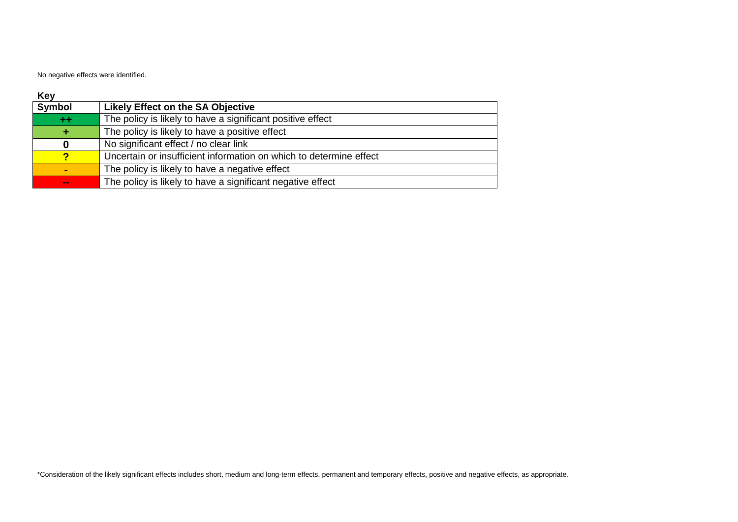No negative effects were identified.

**Key**

| Symbol | Likely Effect on the SA Objective |
| --- | --- |
| ++ | The policy is likely to have a significant positive effect |
| + | The policy is likely to have a positive effect |
| 0 | No significant effect / no clear link |
| ? | Uncertain or insufficient information on which to determine effect |
| - | The policy is likely to have a negative effect |
| -- | The policy is likely to have a significant negative effect |

*Consideration of the likely significant effects includes short, medium and long-term effects, permanent and temporary effects, positive and negative effects, as appropriate.